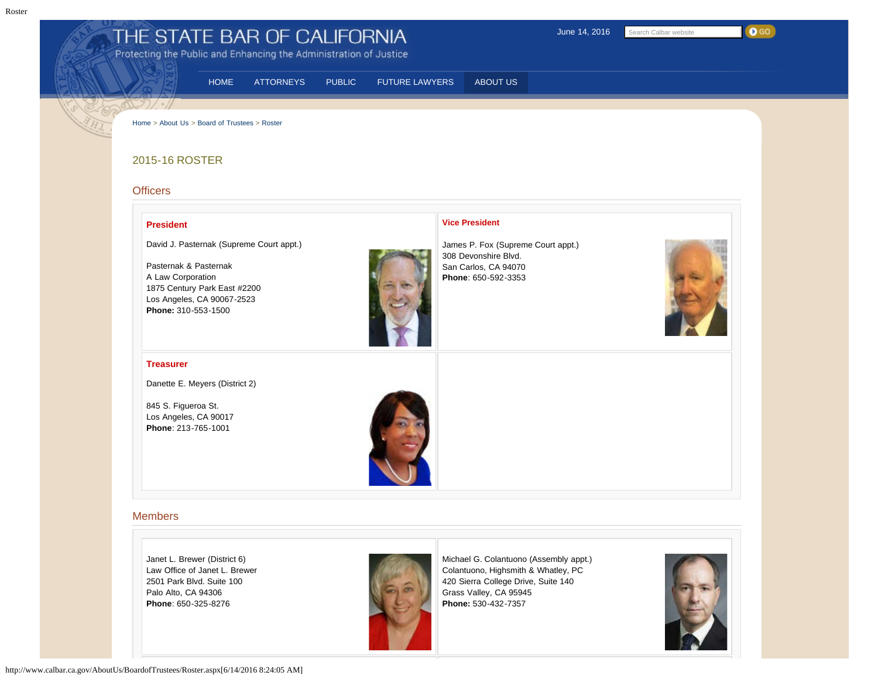# THE STATE BAR OF CALIFORNIA

Protecting the Public and Enhancing the Administration of Justice

June 14, 2016

HOME ATTORNEYS PUBLIC FUTURE LAWYERS ABOUT US

Home > About Us > Board of Trustees > Roster

## 2015-16 ROSTER

### Officers

**President**

David J. Pasternak (Supreme Court appt.)

Pasternak & Pasternak
A Law Corporation
1875 Century Park East #2200
Los Angeles, CA 90067-2523
**Phone:** 310-553-1500

**Vice President**

James P. Fox (Supreme Court appt.)
308 Devonshire Blvd.
San Carlos, CA 94070
**Phone**: 650-592-3353

**Treasurer**

Danette E. Meyers (District 2)

845 S. Figueroa St.
Los Angeles, CA 90017
**Phone**: 213-765-1001

### Members

Janet L. Brewer (District 6)
Law Office of Janet L. Brewer
2501 Park Blvd. Suite 100
Palo Alto, CA 94306
**Phone**: 650-325-8276

Michael G. Colantuono (Assembly appt.)
Colantuono, Highsmith & Whatley, PC
420 Sierra College Drive, Suite 140
Grass Valley, CA 95945
**Phone:** 530-432-7357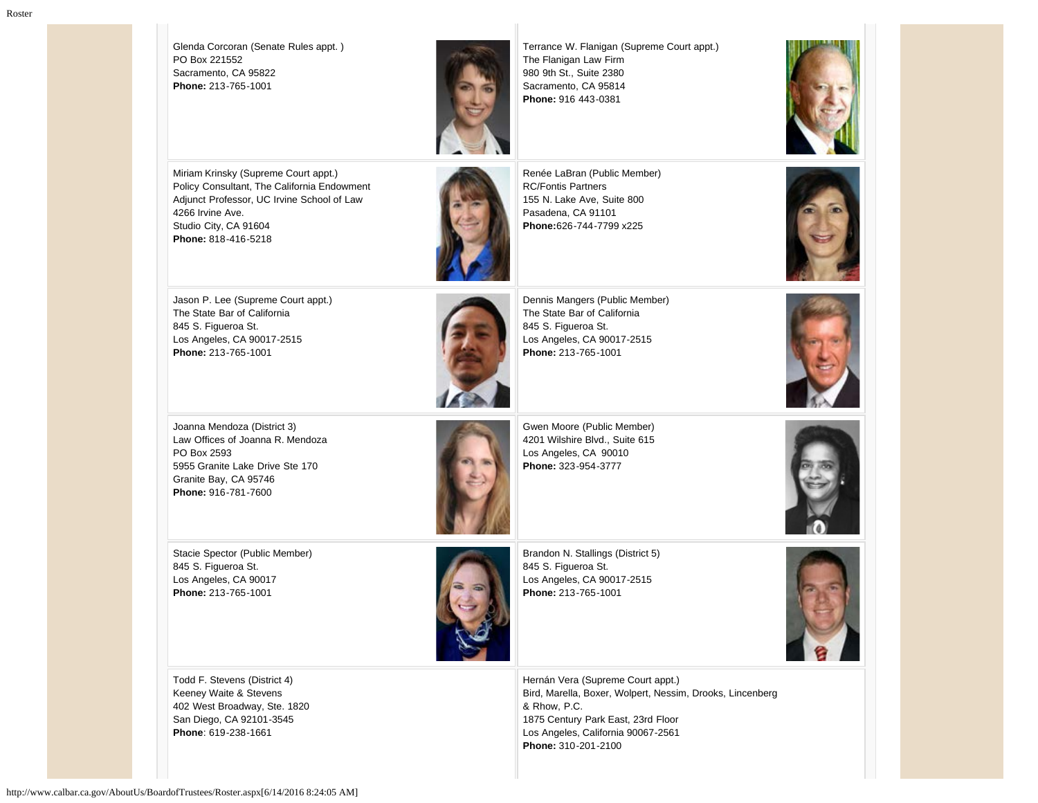Glenda Corcoran (Senate Rules appt. )
PO Box 221552
Sacramento, CA 95822
**Phone:** 213-765-1001

Terrance W. Flanigan (Supreme Court appt.)
The Flanigan Law Firm
980 9th St., Suite 2380
Sacramento, CA 95814
**Phone:** 916 443-0381

Miriam Krinsky (Supreme Court appt.)
Policy Consultant, The California Endowment
Adjunct Professor, UC Irvine School of Law
4266 Irvine Ave.
Studio City, CA 91604
**Phone:** 818-416-5218

Renée LaBran (Public Member)
RC/Fontis Partners
155 N. Lake Ave, Suite 800
Pasadena, CA 91101
**Phone:**626-744-7799 x225

Jason P. Lee (Supreme Court appt.)
The State Bar of California
845 S. Figueroa St.
Los Angeles, CA 90017-2515
**Phone:** 213-765-1001

Dennis Mangers (Public Member)
The State Bar of California
845 S. Figueroa St.
Los Angeles, CA 90017-2515
**Phone:** 213-765-1001

Joanna Mendoza (District 3)
Law Offices of Joanna R. Mendoza
PO Box 2593
5955 Granite Lake Drive Ste 170
Granite Bay, CA 95746
**Phone:** 916-781-7600

Gwen Moore (Public Member)
4201 Wilshire Blvd., Suite 615
Los Angeles, CA 90010
**Phone:** 323-954-3777

Stacie Spector (Public Member)
845 S. Figueroa St.
Los Angeles, CA 90017
**Phone:** 213-765-1001

Brandon N. Stallings (District 5)
845 S. Figueroa St.
Los Angeles, CA 90017-2515
**Phone:** 213-765-1001

Todd F. Stevens (District 4)
Keeney Waite & Stevens
402 West Broadway, Ste. 1820
San Diego, CA 92101-3545
**Phone**: 619-238-1661

Hernán Vera (Supreme Court appt.)
Bird, Marella, Boxer, Wolpert, Nessim, Drooks, Lincenberg & Rhow, P.C.
1875 Century Park East, 23rd Floor
Los Angeles, California 90067-2561
**Phone:** 310-201-2100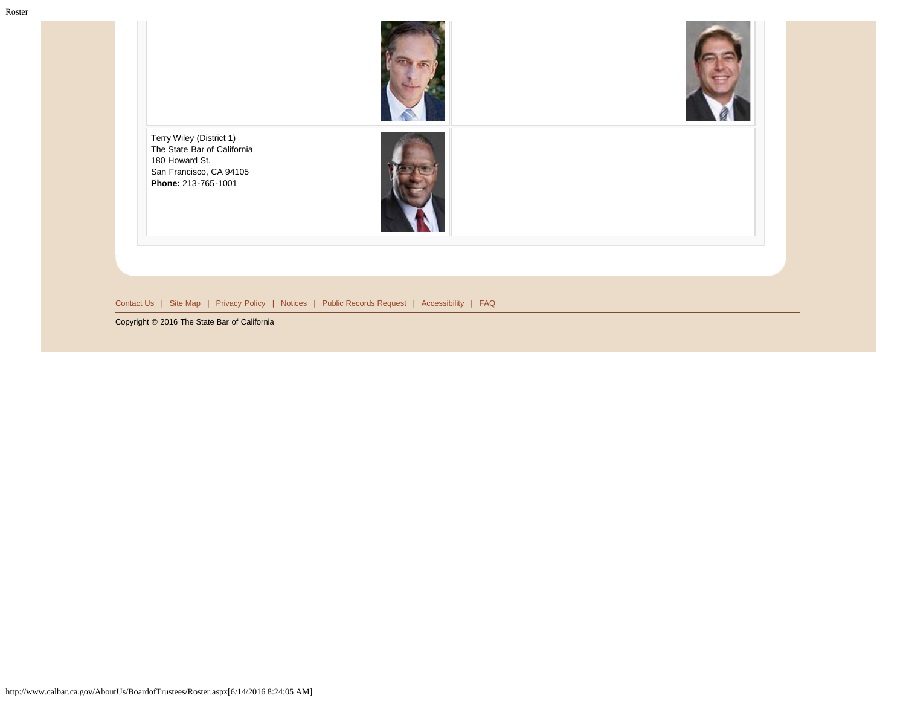Terry Wiley (District 1)
The State Bar of California
180 Howard St.
San Francisco, CA 94105
**Phone:** 213-765-1001

Contact Us | Site Map | Privacy Policy | Notices | Public Records Request | Accessibility | FAQ

Copyright © 2016 The State Bar of California